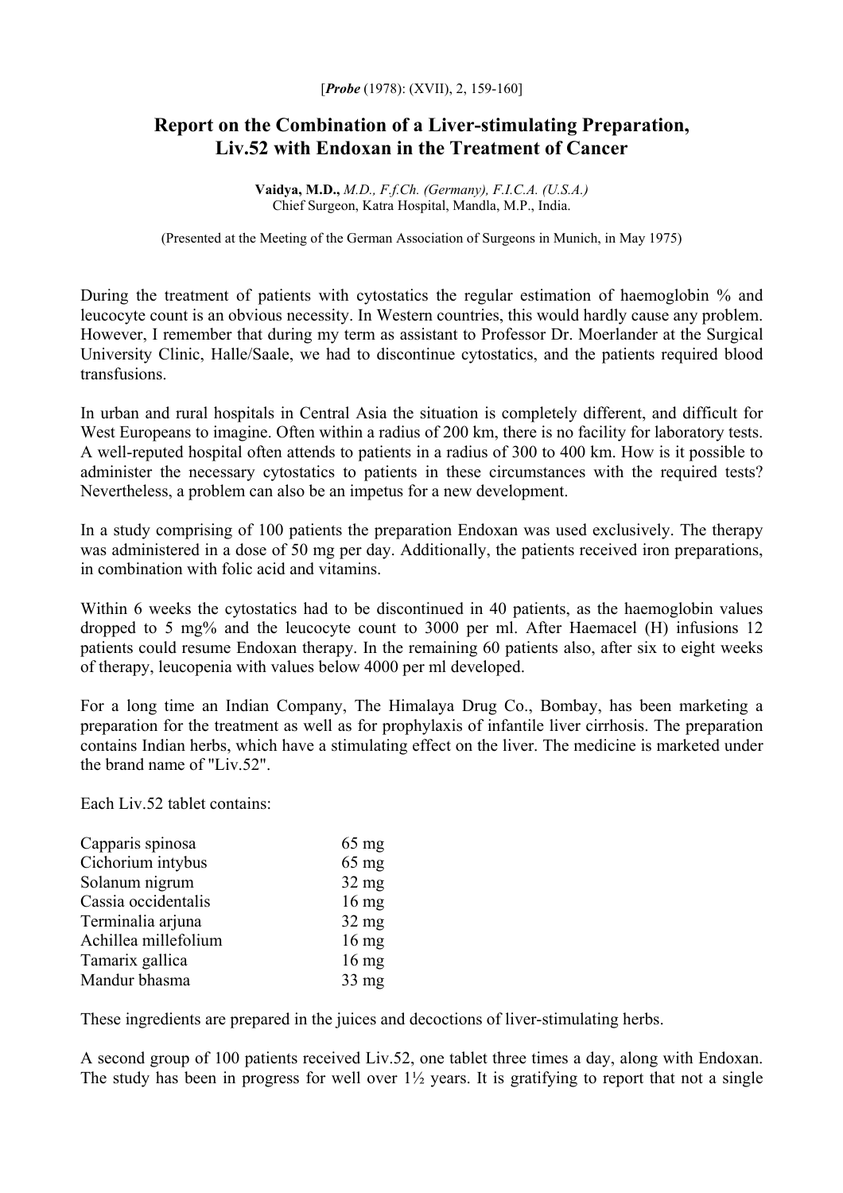[*Probe* (1978): (XVII), 2, 159-160]

# Report on the Combination of a Liver-stimulating Preparation, Liv.52 with Endoxan in the Treatment of Cancer

**Vaidya, M.D.,** *M.D., F.f.Ch. (Germany), F.I.C.A. (U.S.A.)*
Chief Surgeon, Katra Hospital, Mandla, M.P., India.

(Presented at the Meeting of the German Association of Surgeons in Munich, in May 1975)

During the treatment of patients with cytostatics the regular estimation of haemoglobin % and leucocyte count is an obvious necessity. In Western countries, this would hardly cause any problem. However, I remember that during my term as assistant to Professor Dr. Moerlander at the Surgical University Clinic, Halle/Saale, we had to discontinue cytostatics, and the patients required blood transfusions.

In urban and rural hospitals in Central Asia the situation is completely different, and difficult for West Europeans to imagine. Often within a radius of 200 km, there is no facility for laboratory tests. A well-reputed hospital often attends to patients in a radius of 300 to 400 km. How is it possible to administer the necessary cytostatics to patients in these circumstances with the required tests? Nevertheless, a problem can also be an impetus for a new development.

In a study comprising of 100 patients the preparation Endoxan was used exclusively. The therapy was administered in a dose of 50 mg per day. Additionally, the patients received iron preparations, in combination with folic acid and vitamins.

Within 6 weeks the cytostatics had to be discontinued in 40 patients, as the haemoglobin values dropped to 5 mg% and the leucocyte count to 3000 per ml. After Haemacel (H) infusions 12 patients could resume Endoxan therapy. In the remaining 60 patients also, after six to eight weeks of therapy, leucopenia with values below 4000 per ml developed.

For a long time an Indian Company, The Himalaya Drug Co., Bombay, has been marketing a preparation for the treatment as well as for prophylaxis of infantile liver cirrhosis. The preparation contains Indian herbs, which have a stimulating effect on the liver. The medicine is marketed under the brand name of "Liv.52".

Each Liv.52 tablet contains:

| | |
|---|---|
| Capparis spinosa | 65 mg |
| Cichorium intybus | 65 mg |
| Solanum nigrum | 32 mg |
| Cassia occidentalis | 16 mg |
| Terminalia arjuna | 32 mg |
| Achillea millefolium | 16 mg |
| Tamarix gallica | 16 mg |
| Mandur bhasma | 33 mg |

These ingredients are prepared in the juices and decoctions of liver-stimulating herbs.

A second group of 100 patients received Liv.52, one tablet three times a day, along with Endoxan. The study has been in progress for well over 1½ years. It is gratifying to report that not a single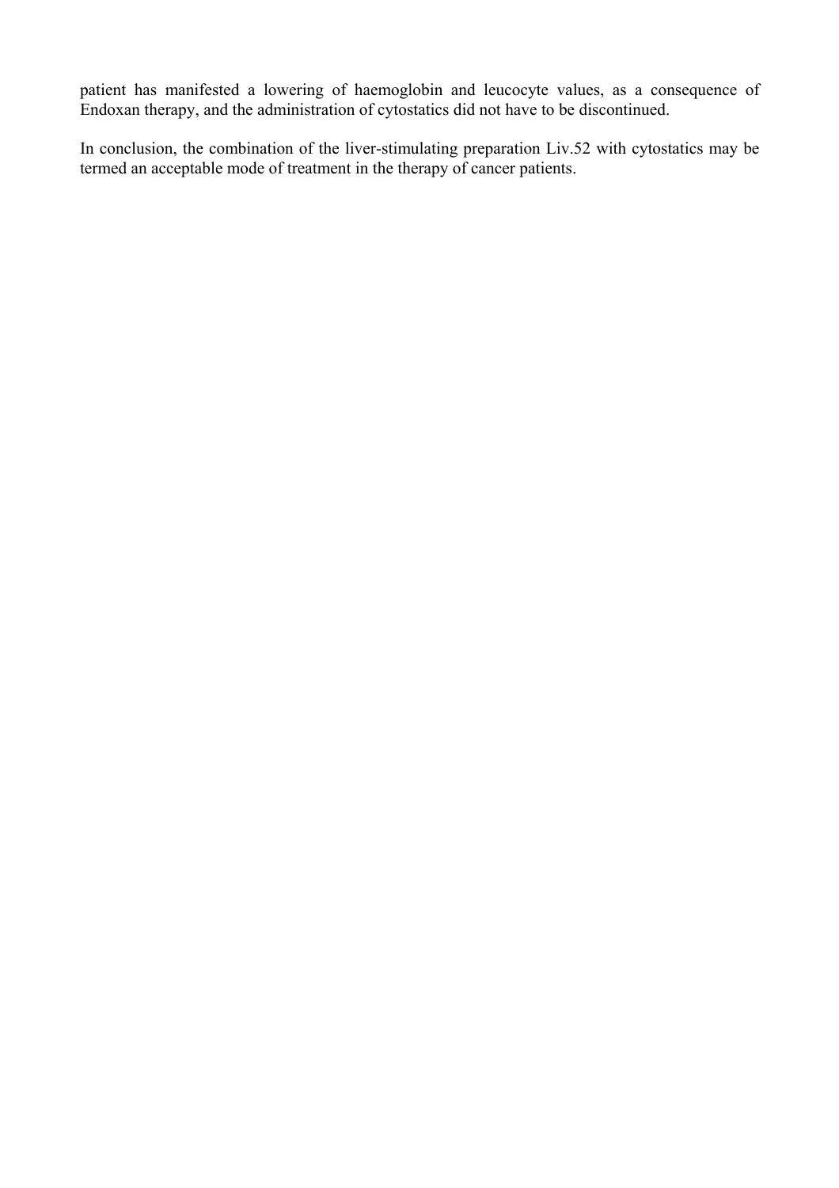patient has manifested a lowering of haemoglobin and leucocyte values, as a consequence of Endoxan therapy, and the administration of cytostatics did not have to be discontinued.

In conclusion, the combination of the liver-stimulating preparation Liv.52 with cytostatics may be termed an acceptable mode of treatment in the therapy of cancer patients.